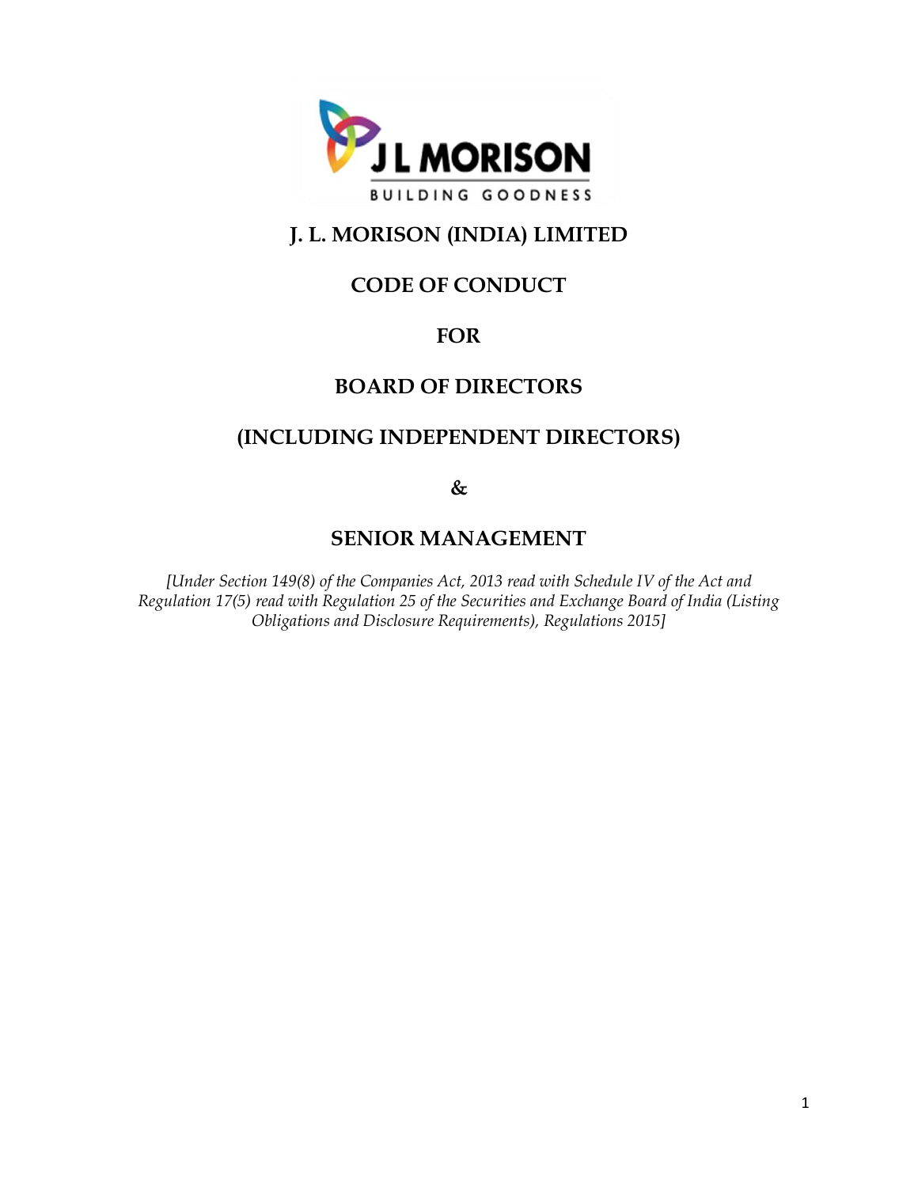# J. L. MORISON (INDIA) LIMITED

## CODE OF CONDUCT

## FOR

## BOARD OF DIRECTORS

## (INCLUDING INDEPENDENT DIRECTORS)

## &

## SENIOR MANAGEMENT

*[Under Section 149(8) of the Companies Act, 2013 read with Schedule IV of the Act and Regulation 17(5) read with Regulation 25 of the Securities and Exchange Board of India (Listing Obligations and Disclosure Requirements), Regulations 2015]*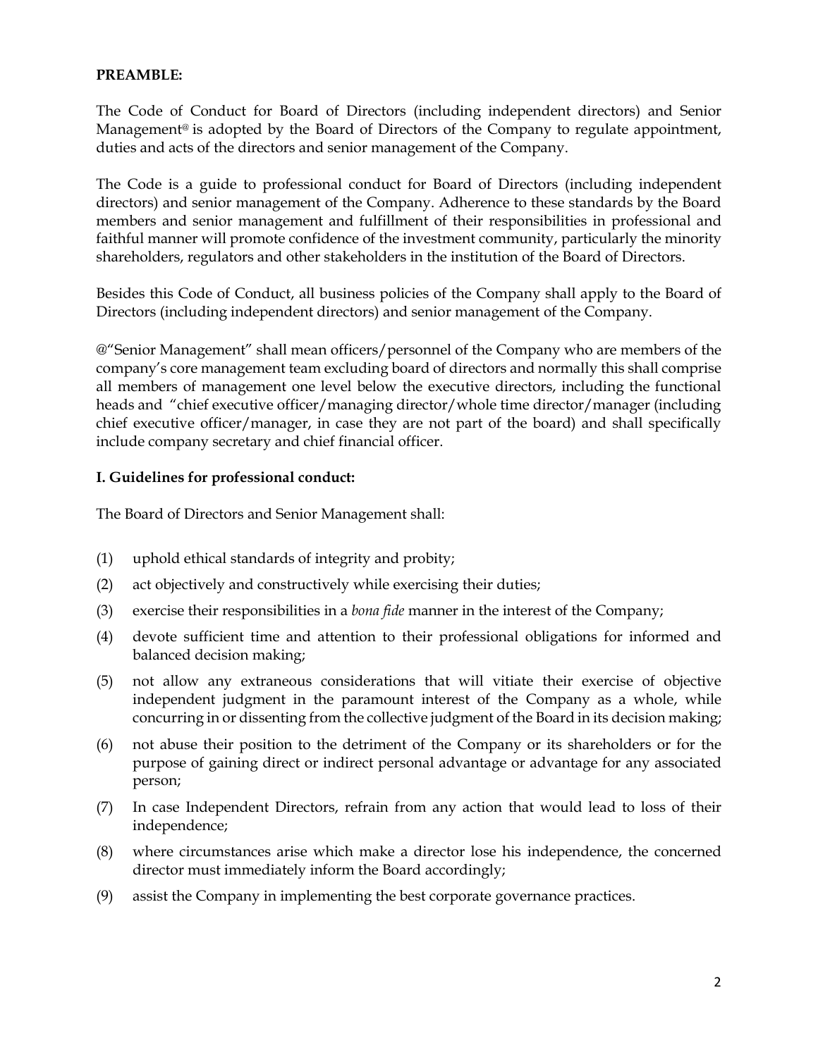**PREAMBLE:**

The Code of Conduct for Board of Directors (including independent directors) and Senior Management@ is adopted by the Board of Directors of the Company to regulate appointment, duties and acts of the directors and senior management of the Company.

The Code is a guide to professional conduct for Board of Directors (including independent directors) and senior management of the Company. Adherence to these standards by the Board members and senior management and fulfillment of their responsibilities in professional and faithful manner will promote confidence of the investment community, particularly the minority shareholders, regulators and other stakeholders in the institution of the Board of Directors.

Besides this Code of Conduct, all business policies of the Company shall apply to the Board of Directors (including independent directors) and senior management of the Company.

@"Senior Management" shall mean officers/personnel of the Company who are members of the company's core management team excluding board of directors and normally this shall comprise all members of management one level below the executive directors, including the functional heads and "chief executive officer/managing director/whole time director/manager (including chief executive officer/manager, in case they are not part of the board) and shall specifically include company secretary and chief financial officer.

**I. Guidelines for professional conduct:**

The Board of Directors and Senior Management shall:

(1) uphold ethical standards of integrity and probity;

(2) act objectively and constructively while exercising their duties;

(3) exercise their responsibilities in a *bona fide* manner in the interest of the Company;

(4) devote sufficient time and attention to their professional obligations for informed and balanced decision making;

(5) not allow any extraneous considerations that will vitiate their exercise of objective independent judgment in the paramount interest of the Company as a whole, while concurring in or dissenting from the collective judgment of the Board in its decision making;

(6) not abuse their position to the detriment of the Company or its shareholders or for the purpose of gaining direct or indirect personal advantage or advantage for any associated person;

(7) In case Independent Directors, refrain from any action that would lead to loss of their independence;

(8) where circumstances arise which make a director lose his independence, the concerned director must immediately inform the Board accordingly;

(9) assist the Company in implementing the best corporate governance practices.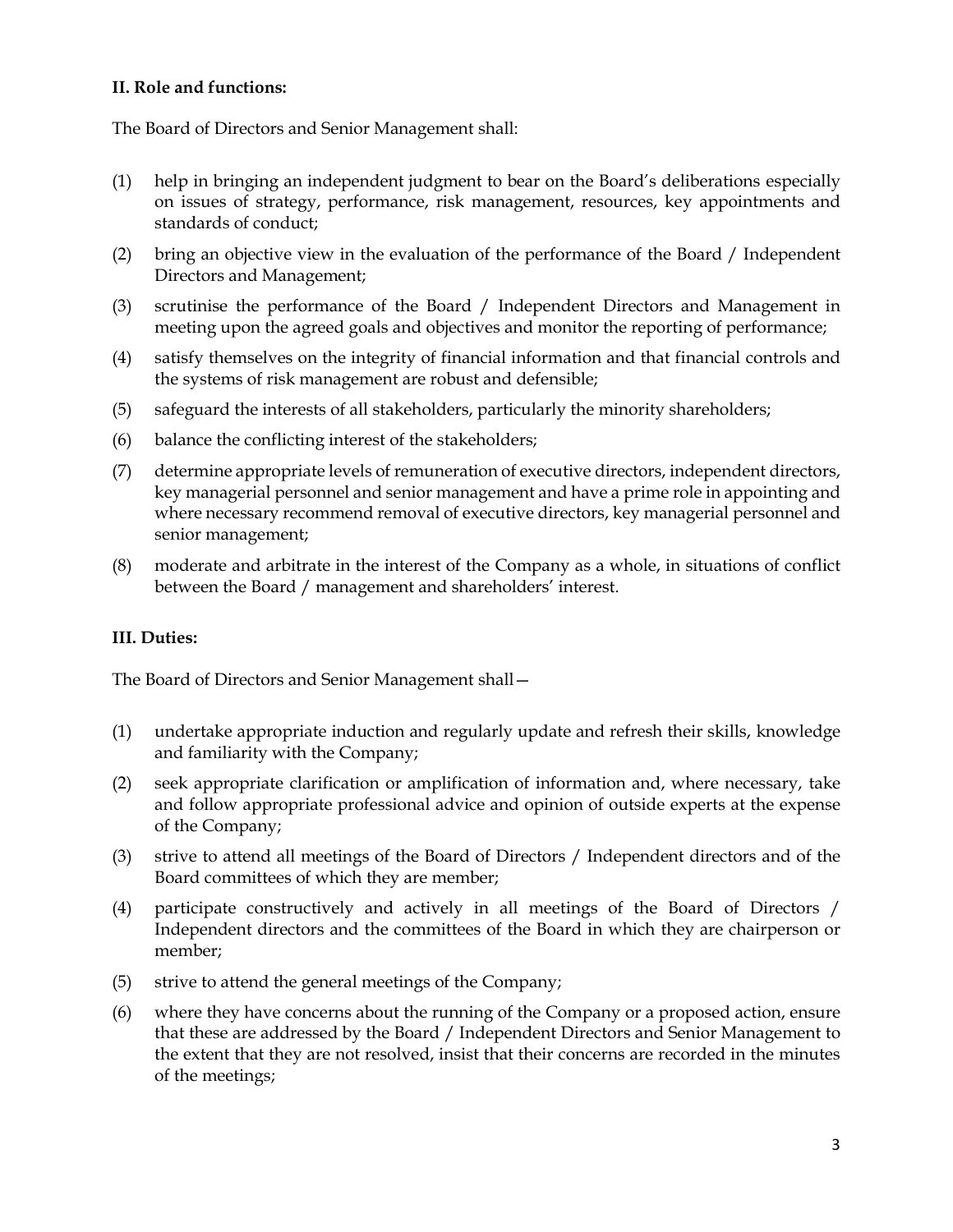**II. Role and functions:**

The Board of Directors and Senior Management shall:

(1) help in bringing an independent judgment to bear on the Board's deliberations especially on issues of strategy, performance, risk management, resources, key appointments and standards of conduct;

(2) bring an objective view in the evaluation of the performance of the Board / Independent Directors and Management;

(3) scrutinise the performance of the Board / Independent Directors and Management in meeting upon the agreed goals and objectives and monitor the reporting of performance;

(4) satisfy themselves on the integrity of financial information and that financial controls and the systems of risk management are robust and defensible;

(5) safeguard the interests of all stakeholders, particularly the minority shareholders;

(6) balance the conflicting interest of the stakeholders;

(7) determine appropriate levels of remuneration of executive directors, independent directors, key managerial personnel and senior management and have a prime role in appointing and where necessary recommend removal of executive directors, key managerial personnel and senior management;

(8) moderate and arbitrate in the interest of the Company as a whole, in situations of conflict between the Board / management and shareholders' interest.

**III. Duties:**

The Board of Directors and Senior Management shall—

(1) undertake appropriate induction and regularly update and refresh their skills, knowledge and familiarity with the Company;

(2) seek appropriate clarification or amplification of information and, where necessary, take and follow appropriate professional advice and opinion of outside experts at the expense of the Company;

(3) strive to attend all meetings of the Board of Directors / Independent directors and of the Board committees of which they are member;

(4) participate constructively and actively in all meetings of the Board of Directors / Independent directors and the committees of the Board in which they are chairperson or member;

(5) strive to attend the general meetings of the Company;

(6) where they have concerns about the running of the Company or a proposed action, ensure that these are addressed by the Board / Independent Directors and Senior Management to the extent that they are not resolved, insist that their concerns are recorded in the minutes of the meetings;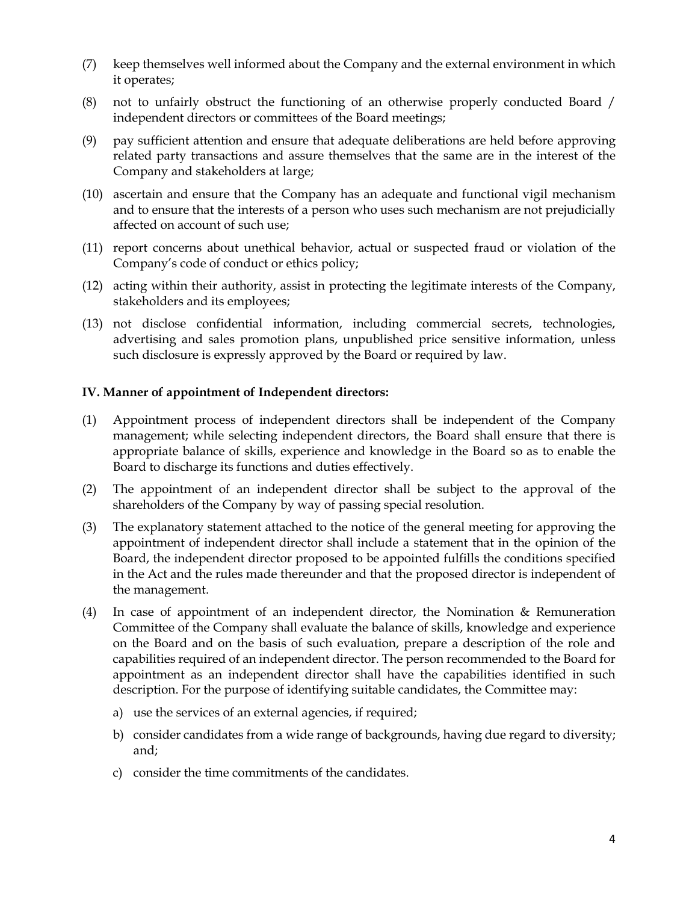(7) keep themselves well informed about the Company and the external environment in which it operates;

(8) not to unfairly obstruct the functioning of an otherwise properly conducted Board / independent directors or committees of the Board meetings;

(9) pay sufficient attention and ensure that adequate deliberations are held before approving related party transactions and assure themselves that the same are in the interest of the Company and stakeholders at large;

(10) ascertain and ensure that the Company has an adequate and functional vigil mechanism and to ensure that the interests of a person who uses such mechanism are not prejudicially affected on account of such use;

(11) report concerns about unethical behavior, actual or suspected fraud or violation of the Company's code of conduct or ethics policy;

(12) acting within their authority, assist in protecting the legitimate interests of the Company, stakeholders and its employees;

(13) not disclose confidential information, including commercial secrets, technologies, advertising and sales promotion plans, unpublished price sensitive information, unless such disclosure is expressly approved by the Board or required by law.

**IV. Manner of appointment of Independent directors:**

(1) Appointment process of independent directors shall be independent of the Company management; while selecting independent directors, the Board shall ensure that there is appropriate balance of skills, experience and knowledge in the Board so as to enable the Board to discharge its functions and duties effectively.

(2) The appointment of an independent director shall be subject to the approval of the shareholders of the Company by way of passing special resolution.

(3) The explanatory statement attached to the notice of the general meeting for approving the appointment of independent director shall include a statement that in the opinion of the Board, the independent director proposed to be appointed fulfills the conditions specified in the Act and the rules made thereunder and that the proposed director is independent of the management.

(4) In case of appointment of an independent director, the Nomination & Remuneration Committee of the Company shall evaluate the balance of skills, knowledge and experience on the Board and on the basis of such evaluation, prepare a description of the role and capabilities required of an independent director. The person recommended to the Board for appointment as an independent director shall have the capabilities identified in such description. For the purpose of identifying suitable candidates, the Committee may:

   a) use the services of an external agencies, if required;

   b) consider candidates from a wide range of backgrounds, having due regard to diversity; and;

   c) consider the time commitments of the candidates.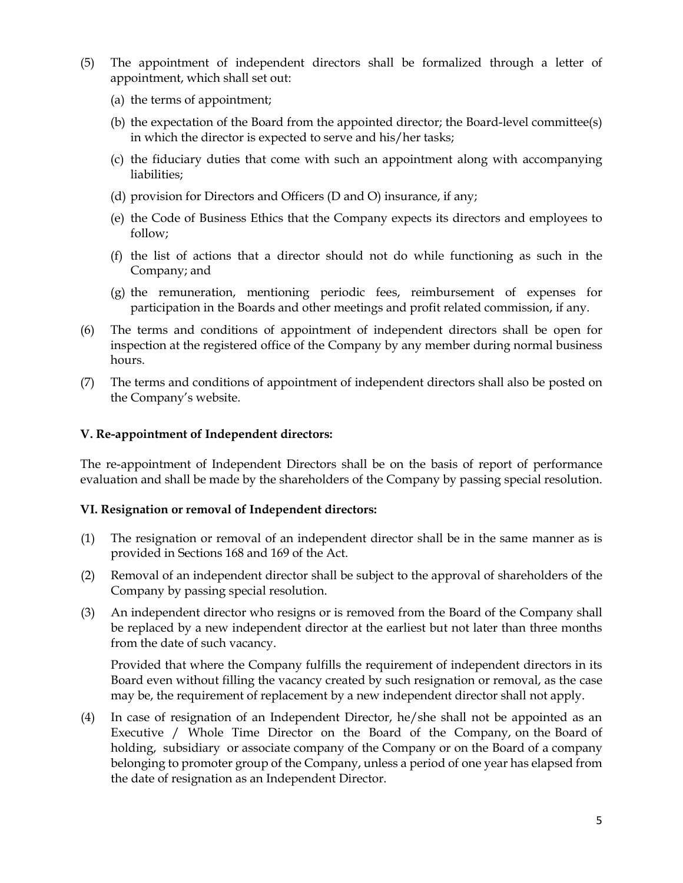(5) The appointment of independent directors shall be formalized through a letter of appointment, which shall set out:

  (a) the terms of appointment;

  (b) the expectation of the Board from the appointed director; the Board-level committee(s) in which the director is expected to serve and his/her tasks;

  (c) the fiduciary duties that come with such an appointment along with accompanying liabilities;

  (d) provision for Directors and Officers (D and O) insurance, if any;

  (e) the Code of Business Ethics that the Company expects its directors and employees to follow;

  (f) the list of actions that a director should not do while functioning as such in the Company; and

  (g) the remuneration, mentioning periodic fees, reimbursement of expenses for participation in the Boards and other meetings and profit related commission, if any.

(6) The terms and conditions of appointment of independent directors shall be open for inspection at the registered office of the Company by any member during normal business hours.

(7) The terms and conditions of appointment of independent directors shall also be posted on the Company's website.

**V. Re-appointment of Independent directors:**

The re-appointment of Independent Directors shall be on the basis of report of performance evaluation and shall be made by the shareholders of the Company by passing special resolution.

**VI. Resignation or removal of Independent directors:**

(1) The resignation or removal of an independent director shall be in the same manner as is provided in Sections 168 and 169 of the Act.

(2) Removal of an independent director shall be subject to the approval of shareholders of the Company by passing special resolution.

(3) An independent director who resigns or is removed from the Board of the Company shall be replaced by a new independent director at the earliest but not later than three months from the date of such vacancy.

  Provided that where the Company fulfills the requirement of independent directors in its Board even without filling the vacancy created by such resignation or removal, as the case may be, the requirement of replacement by a new independent director shall not apply.

(4) In case of resignation of an Independent Director, he/she shall not be appointed as an Executive / Whole Time Director on the Board of the Company, on the Board of holding, subsidiary or associate company of the Company or on the Board of a company belonging to promoter group of the Company, unless a period of one year has elapsed from the date of resignation as an Independent Director.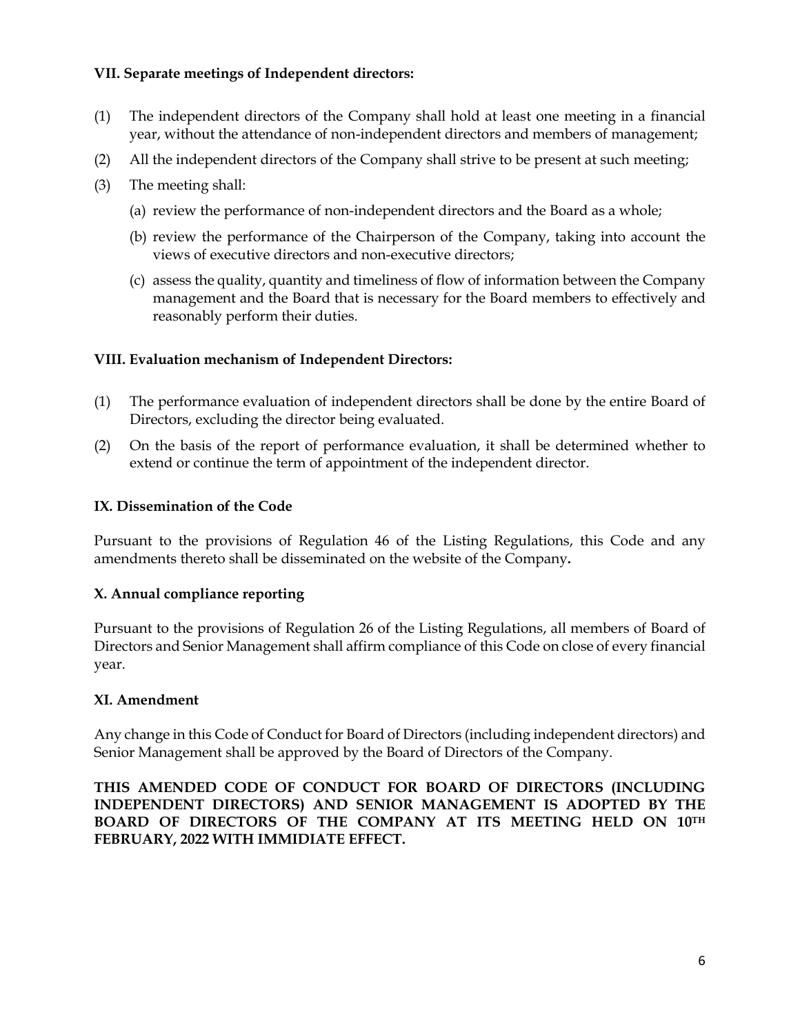**VII. Separate meetings of Independent directors:**

(1) The independent directors of the Company shall hold at least one meeting in a financial year, without the attendance of non-independent directors and members of management;

(2) All the independent directors of the Company shall strive to be present at such meeting;

(3) The meeting shall:

   (a) review the performance of non-independent directors and the Board as a whole;

   (b) review the performance of the Chairperson of the Company, taking into account the views of executive directors and non-executive directors;

   (c) assess the quality, quantity and timeliness of flow of information between the Company management and the Board that is necessary for the Board members to effectively and reasonably perform their duties.

**VIII. Evaluation mechanism of Independent Directors:**

(1) The performance evaluation of independent directors shall be done by the entire Board of Directors, excluding the director being evaluated.

(2) On the basis of the report of performance evaluation, it shall be determined whether to extend or continue the term of appointment of the independent director.

**IX. Dissemination of the Code**

Pursuant to the provisions of Regulation 46 of the Listing Regulations, this Code and any amendments thereto shall be disseminated on the website of the Company**.**

**X. Annual compliance reporting**

Pursuant to the provisions of Regulation 26 of the Listing Regulations, all members of Board of Directors and Senior Management shall affirm compliance of this Code on close of every financial year.

**XI. Amendment**

Any change in this Code of Conduct for Board of Directors (including independent directors) and Senior Management shall be approved by the Board of Directors of the Company.

**THIS AMENDED CODE OF CONDUCT FOR BOARD OF DIRECTORS (INCLUDING INDEPENDENT DIRECTORS) AND SENIOR MANAGEMENT IS ADOPTED BY THE BOARD OF DIRECTORS OF THE COMPANY AT ITS MEETING HELD ON 10TH FEBRUARY, 2022 WITH IMMIDIATE EFFECT.**